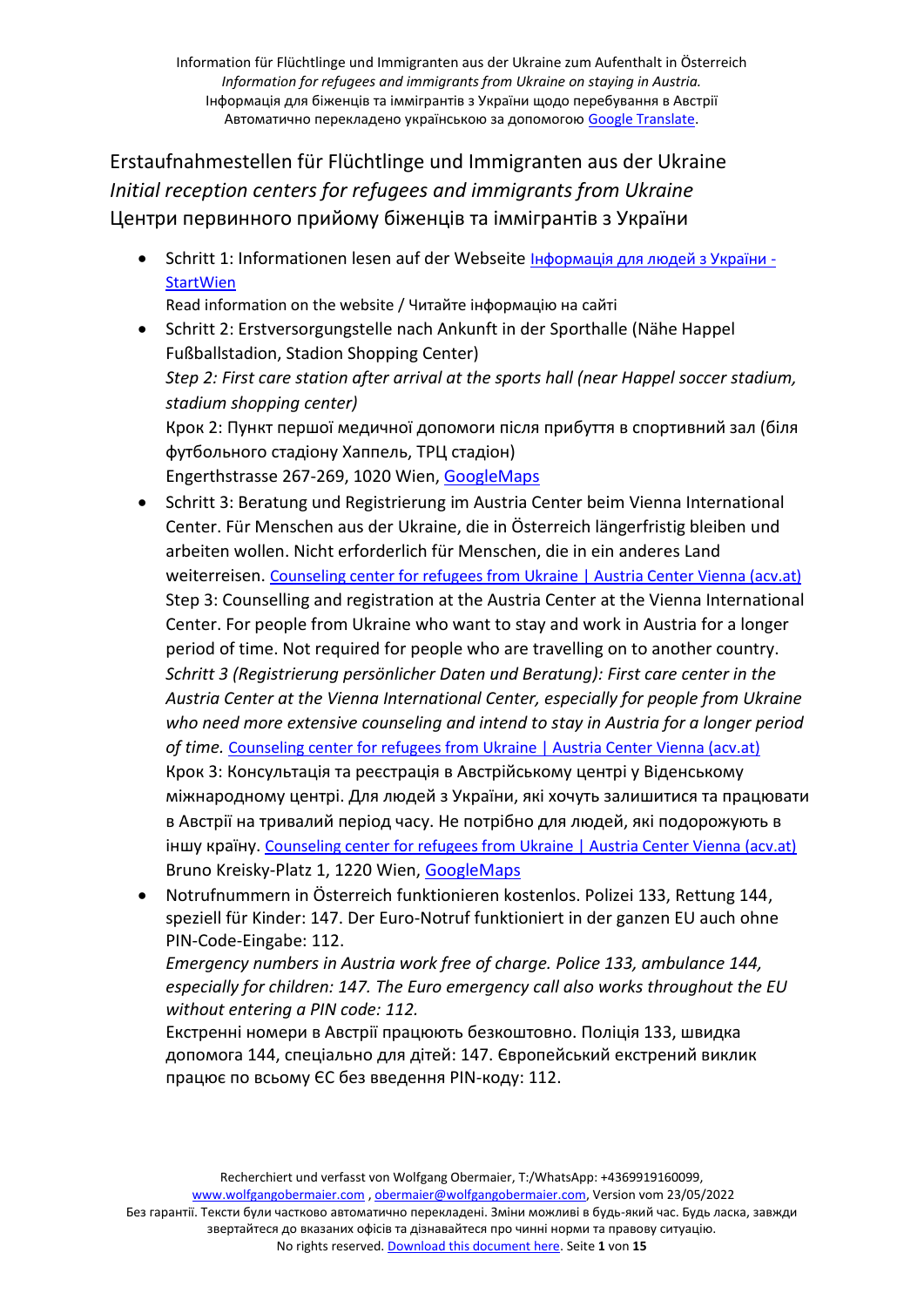## Erstaufnahmestellen für Flüchtlinge und Immigranten aus der Ukraine
## *Initial reception centers for refugees and immigrants from Ukraine*
## Центри первинного прийому біженців та іммігрантів з України

- Schritt 1: Informationen lesen auf der Webseite Інформація для людей з України - StartWien
  Read information on the website / Читайте інформацію на сайті
- Schritt 2: Erstversorgungstelle nach Ankunft in der Sporthalle (Nähe Happel Fußballstadion, Stadion Shopping Center)
  *Step 2: First care station after arrival at the sports hall (near Happel soccer stadium, stadium shopping center)*
  Крок 2: Пункт першої медичної допомоги після прибуття в спортивний зал (біля футбольного стадіону Хаппель, ТРЦ стадіон)
  Engerthstrasse 267-269, 1020 Wien, GoogleMaps
- Schritt 3: Beratung und Registrierung im Austria Center beim Vienna International Center. Für Menschen aus der Ukraine, die in Österreich längerfristig bleiben und arbeiten wollen. Nicht erforderlich für Menschen, die in ein anderes Land weiterreisen. Counseling center for refugees from Ukraine | Austria Center Vienna (acv.at)
  Step 3: Counselling and registration at the Austria Center at the Vienna International Center. For people from Ukraine who want to stay and work in Austria for a longer period of time. Not required for people who are travelling on to another country.
  *Schritt 3 (Registrierung persönlicher Daten und Beratung): First care center in the Austria Center at the Vienna International Center, especially for people from Ukraine who need more extensive counseling and intend to stay in Austria for a longer period of time.* Counseling center for refugees from Ukraine | Austria Center Vienna (acv.at)
  Крок 3: Консультація та реєстрація в Австрійському центрі у Віденському міжнародному центрі. Для людей з України, які хочуть залишитися та працювати в Австрії на тривалий період часу. Не потрібно для людей, які подорожують в іншу країну. Counseling center for refugees from Ukraine | Austria Center Vienna (acv.at)
  Bruno Kreisky-Platz 1, 1220 Wien, GoogleMaps
- Notrufnummern in Österreich funktionieren kostenlos. Polizei 133, Rettung 144, speziell für Kinder: 147. Der Euro-Notruf funktioniert in der ganzen EU auch ohne PIN-Code-Eingabe: 112.
  *Emergency numbers in Austria work free of charge. Police 133, ambulance 144, especially for children: 147. The Euro emergency call also works throughout the EU without entering a PIN code: 112.*
  Екстренні номери в Австрії працюють безкоштовно. Поліція 133, швидка допомога 144, спеціально для дітей: 147. Європейський екстрений виклик працює по всьому ЄС без введення PIN-коду: 112.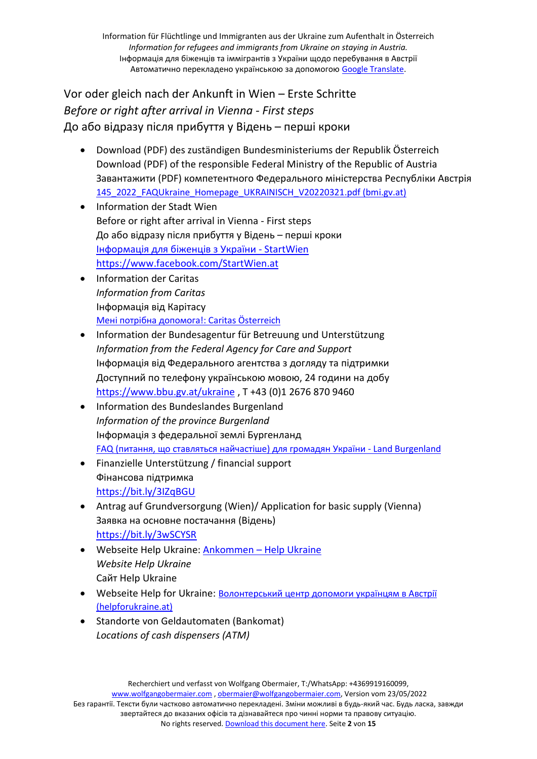## Vor oder gleich nach der Ankunft in Wien – Erste Schritte
## *Before or right after arrival in Vienna - First steps*
## До або відразу після прибуття у Відень – перші кроки

- Download (PDF) des zuständigen Bundesministeriums der Republik Österreich
  Download (PDF) of the responsible Federal Ministry of the Republic of Austria
  Завантажити (PDF) компетентного Федерального міністерства Республіки Австрія
  145_2022_FAQUkraine_Homepage_UKRAINISCH_V20220321.pdf (bmi.gv.at)
- Information der Stadt Wien
  Before or right after arrival in Vienna - First steps
  До або відразу після прибуття у Відень – перші кроки
  Інформація для біженців з України - StartWien
  https://www.facebook.com/StartWien.at
- Information der Caritas
  *Information from Caritas*
  Інформація від Карітасу
  Мені потрібна допомога!: Caritas Österreich
- Information der Bundesagentur für Betreuung und Unterstützung
  *Information from the Federal Agency for Care and Support*
  Інформація від Федерального агентства з догляду та підтримки
  Доступний по телефону українською мовою, 24 години на добу
  https://www.bbu.gv.at/ukraine , T +43 (0)1 2676 870 9460
- Information des Bundeslandes Burgenland
  *Information of the province Burgenland*
  Інформація з федеральної землі Бургенланд
  FAQ (питання, що ставляться найчастіше) для громадян України - Land Burgenland
- Finanzielle Unterstützung / financial support
  Фінансова підтримка
  https://bit.ly/3IZqBGU
- Antrag auf Grundversorgung (Wien)/ Application for basic supply (Vienna)
  Заявка на основне постачання (Відень)
  https://bit.ly/3wSCYSR
- Webseite Help Ukraine: Ankommen – Help Ukraine
  *Website Help Ukraine*
  Сайт Help Ukraine
- Webseite Help for Ukraine: Волонтерський центр допомоги українцям в Австрії (helpforukraine.at)
- Standorte von Geldautomaten (Bankomat)
  *Locations of cash dispensers (ATM)*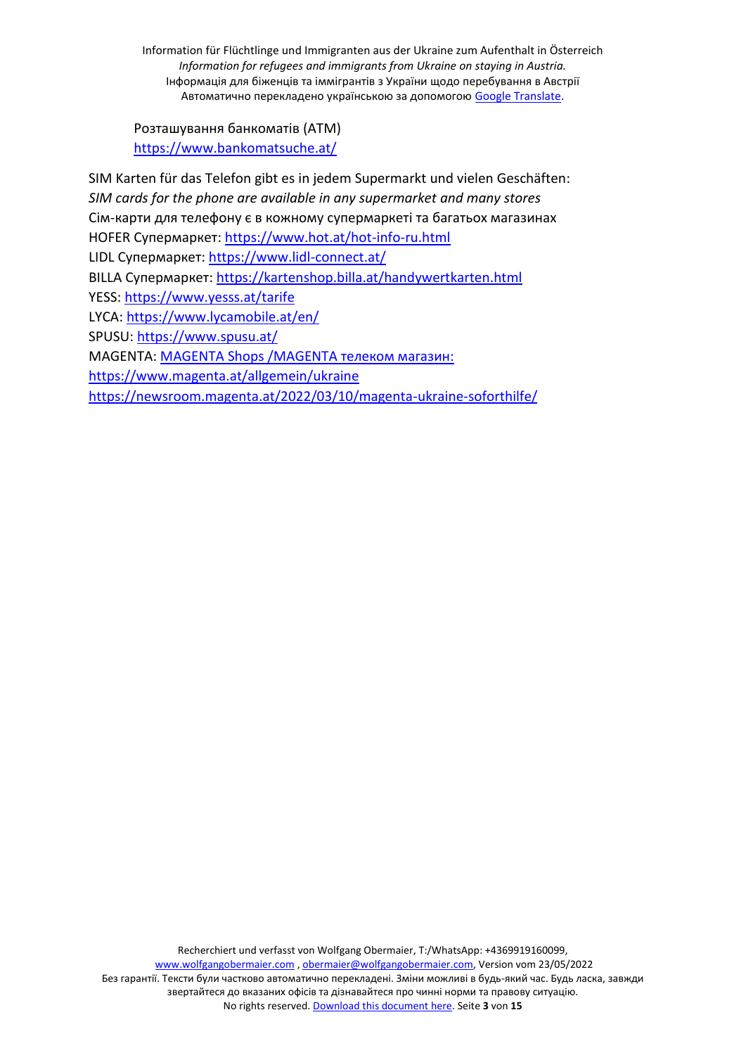Розташування банкоматів (ATM)
https://www.bankomatsuche.at/

SIM Karten für das Telefon gibt es in jedem Supermarkt und vielen Geschäften:
*SIM cards for the phone are available in any supermarket and many stores*
Сім-карти для телефону є в кожному супермаркеті та багатьох магазинах
HOFER Супермаркет: https://www.hot.at/hot-info-ru.html
LIDL Супермаркет: https://www.lidl-connect.at/
BILLA Супермаркет: https://kartenshop.billa.at/handywertkarten.html
YESS: https://www.yesss.at/tarife
LYCA: https://www.lycamobile.at/en/
SPUSU: https://www.spusu.at/
MAGENTA: MAGENTA Shops /MAGENTA телеком магазин:
https://www.magenta.at/allgemein/ukraine
https://newsroom.magenta.at/2022/03/10/magenta-ukraine-soforthilfe/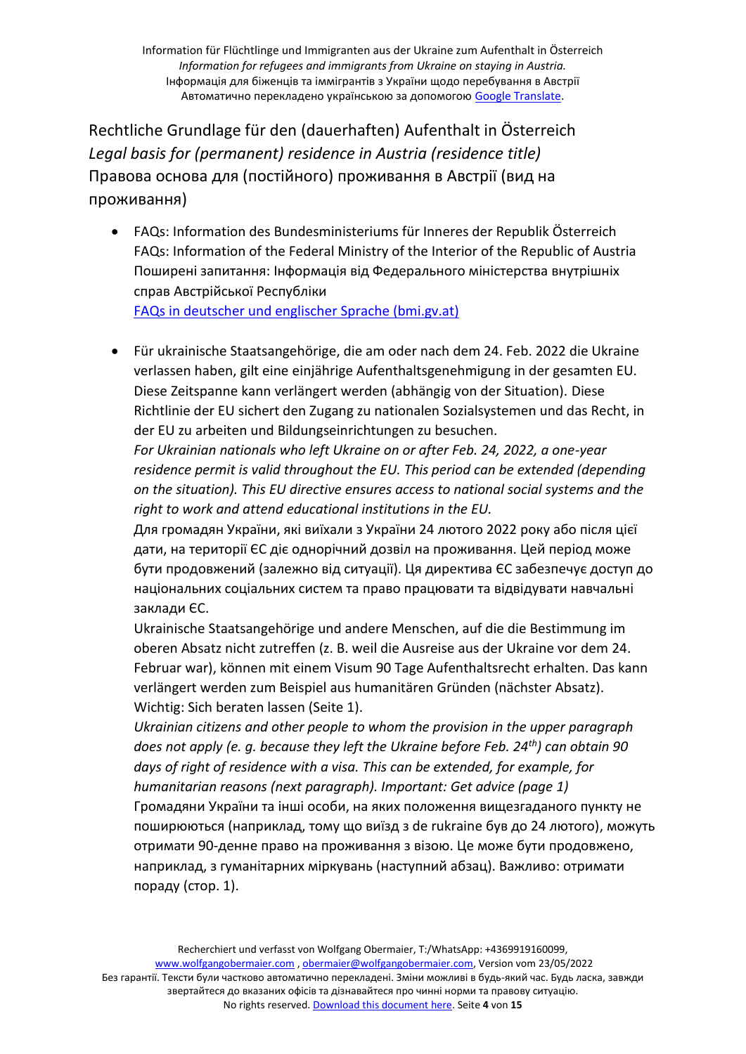# Rechtliche Grundlage für den (dauerhaften) Aufenthalt in Österreich
*Legal basis for (permanent) residence in Austria (residence title)*
Правова основа для (постійного) проживання в Австрії (вид на проживання)

- FAQs: Information des Bundesministeriums für Inneres der Republik Österreich
  FAQs: Information of the Federal Ministry of the Interior of the Republic of Austria
  Поширені запитання: Інформація від Федерального міністерства внутрішніх справ Австрійської Республіки
  [FAQs in deutscher und englischer Sprache (bmi.gv.at)]

- Für ukrainische Staatsangehörige, die am oder nach dem 24. Feb. 2022 die Ukraine verlassen haben, gilt eine einjährige Aufenthaltsgenehmigung in der gesamten EU. Diese Zeitspanne kann verlängert werden (abhängig von der Situation). Diese Richtlinie der EU sichert den Zugang zu nationalen Sozialsystemen und das Recht, in der EU zu arbeiten und Bildungseinrichtungen zu besuchen.
  *For Ukrainian nationals who left Ukraine on or after Feb. 24, 2022, a one-year residence permit is valid throughout the EU. This period can be extended (depending on the situation). This EU directive ensures access to national social systems and the right to work and attend educational institutions in the EU.*
  Для громадян України, які виїхали з України 24 лютого 2022 року або після цієї дати, на території ЄС діє однорічний дозвіл на проживання. Цей період може бути продовжений (залежно від ситуації). Ця директива ЄС забезпечує доступ до національних соціальних систем та право працювати та відвідувати навчальні заклади ЄС.
  Ukrainische Staatsangehörige und andere Menschen, auf die die Bestimmung im oberen Absatz nicht zutreffen (z. B. weil die Ausreise aus der Ukraine vor dem 24. Februar war), können mit einem Visum 90 Tage Aufenthaltsrecht erhalten. Das kann verlängert werden zum Beispiel aus humanitären Gründen (nächster Absatz). Wichtig: Sich beraten lassen (Seite 1).
  *Ukrainian citizens and other people to whom the provision in the upper paragraph does not apply (e. g. because they left the Ukraine before Feb. 24th) can obtain 90 days of right of residence with a visa. This can be extended, for example, for humanitarian reasons (next paragraph). Important: Get advice (page 1)*
  Громадяни України та інші особи, на яких положення вищезгаданого пункту не поширюються (наприклад, тому що виїзд з de rukraine був до 24 лютого), можуть отримати 90-денне право на проживання з візою. Це може бути продовжено, наприклад, з гуманітарних міркувань (наступний абзац). Важливо: отримати пораду (стор. 1).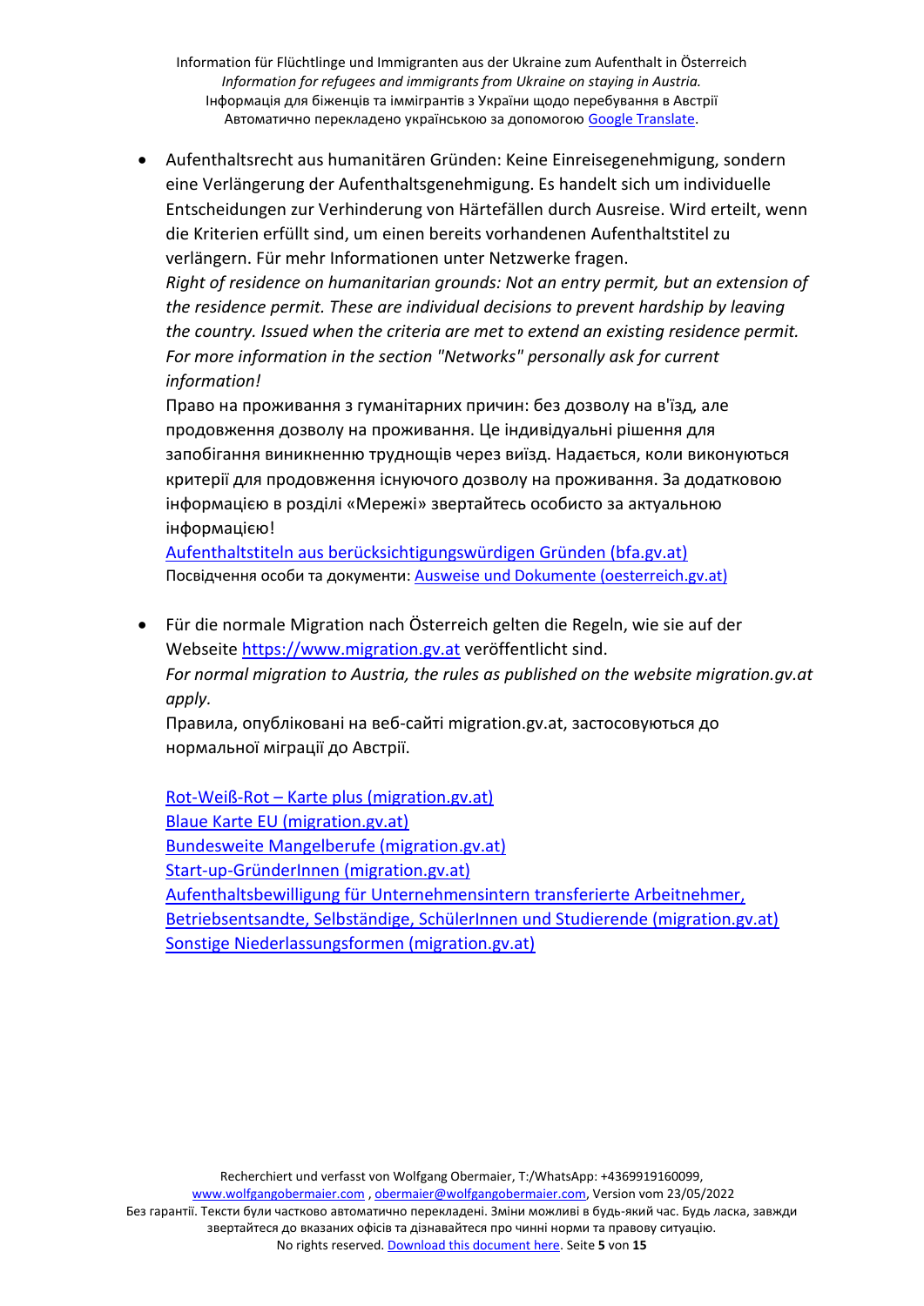- Aufenthaltsrecht aus humanitären Gründen: Keine Einreisegenehmigung, sondern eine Verlängerung der Aufenthaltsgenehmigung. Es handelt sich um individuelle Entscheidungen zur Verhinderung von Härtefällen durch Ausreise. Wird erteilt, wenn die Kriterien erfüllt sind, um einen bereits vorhandenen Aufenthaltstitel zu verlängern. Für mehr Informationen unter Netzwerke fragen.
  *Right of residence on humanitarian grounds: Not an entry permit, but an extension of the residence permit. These are individual decisions to prevent hardship by leaving the country. Issued when the criteria are met to extend an existing residence permit. For more information in the section "Networks" personally ask for current information!*
  Право на проживання з гуманітарних причин: без дозволу на в'їзд, але продовження дозволу на проживання. Це індивідуальні рішення для запобігання виникненню труднощів через виїзд. Надається, коли виконуються критерії для продовження існуючого дозволу на проживання. За додатковою інформацією в розділі «Мережі» звертайтесь особисто за актуальною інформацією!
  [Aufenthaltstiteln aus berücksichtigungswürdigen Gründen (bfa.gv.at)]
  Посвідчення особи та документи: [Ausweise und Dokumente (oesterreich.gv.at)]

- Für die normale Migration nach Österreich gelten die Regeln, wie sie auf der Webseite https://www.migration.gv.at veröffentlicht sind.
  *For normal migration to Austria, the rules as published on the website migration.gv.at apply.*
  Правила, опубліковані на веб-сайті migration.gv.at, застосовуються до нормальної міграції до Австрії.

  [Rot-Weiß-Rot – Karte plus (migration.gv.at)]
  [Blaue Karte EU (migration.gv.at)]
  [Bundesweite Mangelberufe (migration.gv.at)]
  [Start-up-GründerInnen (migration.gv.at)]
  [Aufenthaltsbewilligung für Unternehmensintern transferierte Arbeitnehmer, Betriebsentsandte, Selbständige, SchülerInnen und Studierende (migration.gv.at)]
  [Sonstige Niederlassungsformen (migration.gv.at)]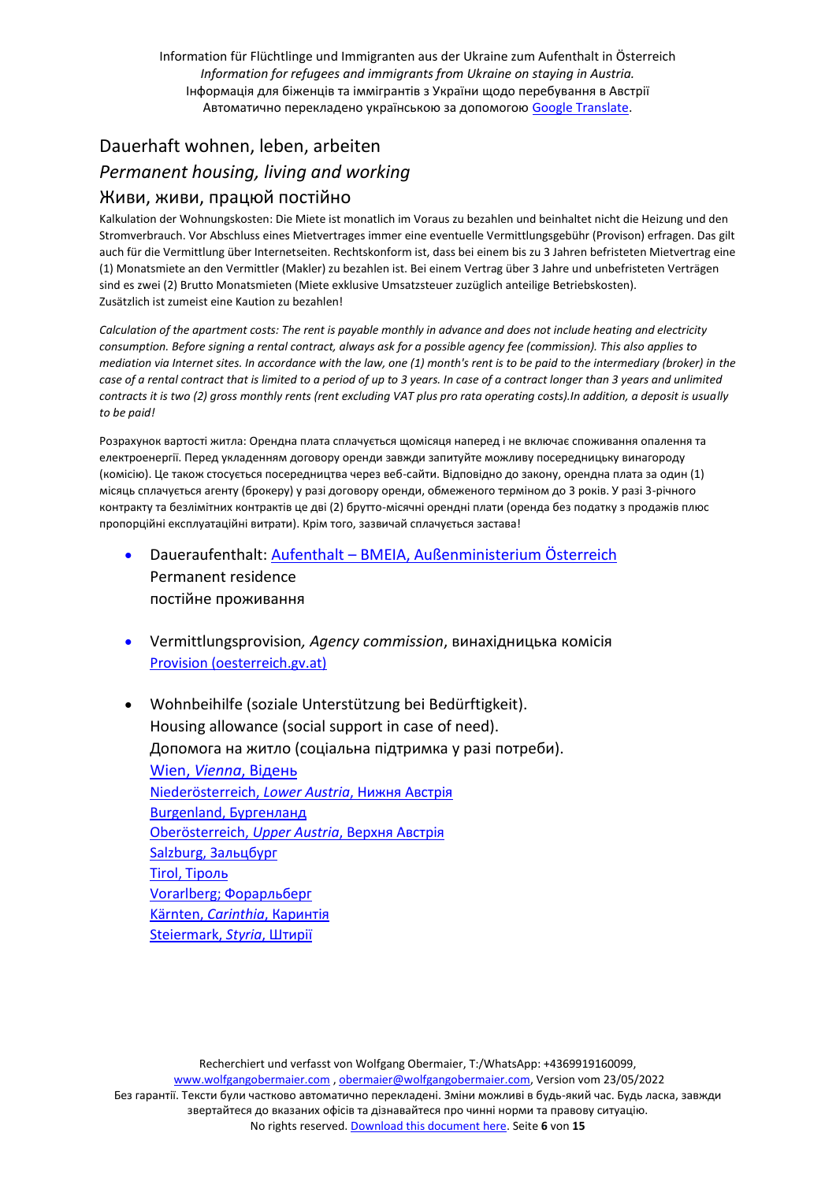## Dauerhaft wohnen, leben, arbeiten

## *Permanent housing, living and working*

## Живи, живи, працюй постійно

Kalkulation der Wohnungskosten: Die Miete ist monatlich im Voraus zu bezahlen und beinhaltet nicht die Heizung und den Stromverbrauch. Vor Abschluss eines Mietvertrages immer eine eventuelle Vermittlungsgebühr (Provison) erfragen. Das gilt auch für die Vermittlung über Internetseiten. Rechtskonform ist, dass bei einem bis zu 3 Jahren befristeten Mietvertrag eine (1) Monatsmiete an den Vermittler (Makler) zu bezahlen ist. Bei einem Vertrag über 3 Jahre und unbefristeten Verträgen sind es zwei (2) Brutto Monatsmieten (Miete exklusive Umsatzsteuer zuzüglich anteilige Betriebskosten). Zusätzlich ist zumeist eine Kaution zu bezahlen!

*Calculation of the apartment costs: The rent is payable monthly in advance and does not include heating and electricity consumption. Before signing a rental contract, always ask for a possible agency fee (commission). This also applies to mediation via Internet sites. In accordance with the law, one (1) month's rent is to be paid to the intermediary (broker) in the case of a rental contract that is limited to a period of up to 3 years. In case of a contract longer than 3 years and unlimited contracts it is two (2) gross monthly rents (rent excluding VAT plus pro rata operating costs).In addition, a deposit is usually to be paid!*

Розрахунок вартості житла: Орендна плата сплачується щомісяця наперед і не включає споживання опалення та електроенергії. Перед укладенням договору оренди завжди запитуйте можливу посередницьку винагороду (комісію). Це також стосується посередництва через веб-сайти. Відповідно до закону, орендна плата за один (1) місяць сплачується агенту (брокеру) у разі договору оренди, обмеженого терміном до 3 років. У разі 3-річного контракту та безлімітних контрактів це дві (2) брутто-місячні орендні плати (оренда без податку з продажів плюс пропорційні експлуатаційні витрати). Крім того, зазвичай сплачується застава!

- Daueraufenthalt: [Aufenthalt – BMEIA, Außenministerium Österreich]
  Permanent residence
  постійне проживання

- Vermittlungsprovision*, Agency commission*, винахідницька комісія
  [Provision (oesterreich.gv.at)]

- Wohnbeihilfe (soziale Unterstützung bei Bedürftigkeit).
  Housing allowance (social support in case of need).
  Допомога на житло (соціальна підтримка у разі потреби).
  [Wien, *Vienna*, Відень]
  [Niederösterreich, *Lower Austria*, Нижня Австрія]
  [Burgenland, Бургенланд]
  [Oberösterreich, *Upper Austria*, Верхня Австрія]
  [Salzburg, Зальцбург]
  [Tirol, Тіроль]
  [Vorarlberg; Форарльберг]
  [Kärnten, *Carinthia*, Каринтія]
  [Steiermark, *Styria*, Штирії]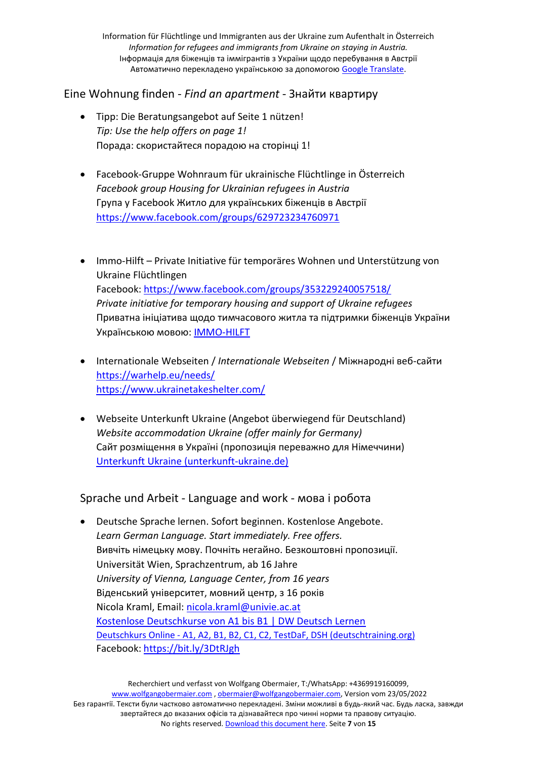## Eine Wohnung finden - *Find an apartment* - Знайти квартиру

- Tipp: Die Beratungsangebot auf Seite 1 nützen!
  *Tip: Use the help offers on page 1!*
  Порада: скористайтеся порадою на сторінці 1!

- Facebook-Gruppe Wohnraum für ukrainische Flüchtlinge in Österreich
  *Facebook group Housing for Ukrainian refugees in Austria*
  Група у Facebook Житло для українських біженців в Австрії
  https://www.facebook.com/groups/629723234760971

- Immo-Hilft – Private Initiative für temporäres Wohnen und Unterstützung von Ukraine Flüchtlingen
  Facebook: https://www.facebook.com/groups/353229240057518/
  *Private initiative for temporary housing and support of Ukraine refugees*
  Приватна ініціатива щодо тимчасового житла та підтримки біженців України
  Українською мовою: IMMO-HILFT

- Internationale Webseiten / *Internationale Webseiten* / Міжнародні веб-сайти
  https://warhelp.eu/needs/
  https://www.ukrainetakeshelter.com/

- Webseite Unterkunft Ukraine (Angebot überwiegend für Deutschland)
  *Website accommodation Ukraine (offer mainly for Germany)*
  Сайт розміщення в Україні (пропозиція переважно для Німеччини)
  Unterkunft Ukraine (unterkunft-ukraine.de)

## Sprache und Arbeit - Language and work - мова і робота

- Deutsche Sprache lernen. Sofort beginnen. Kostenlose Angebote.
  *Learn German Language. Start immediately. Free offers.*
  Вивчіть німецьку мову. Почніть негайно. Безкоштовні пропозиції.
  Universität Wien, Sprachzentrum, ab 16 Jahre
  *University of Vienna, Language Center, from 16 years*
  Віденський університет, мовний центр, з 16 років
  Nicola Kraml, Email: nicola.kraml@univie.ac.at
  Kostenlose Deutschkurse von A1 bis B1 | DW Deutsch Lernen
  Deutschkurs Online - A1, A2, B1, B2, C1, C2, TestDaF, DSH (deutschtraining.org)
  Facebook: https://bit.ly/3DtRJgh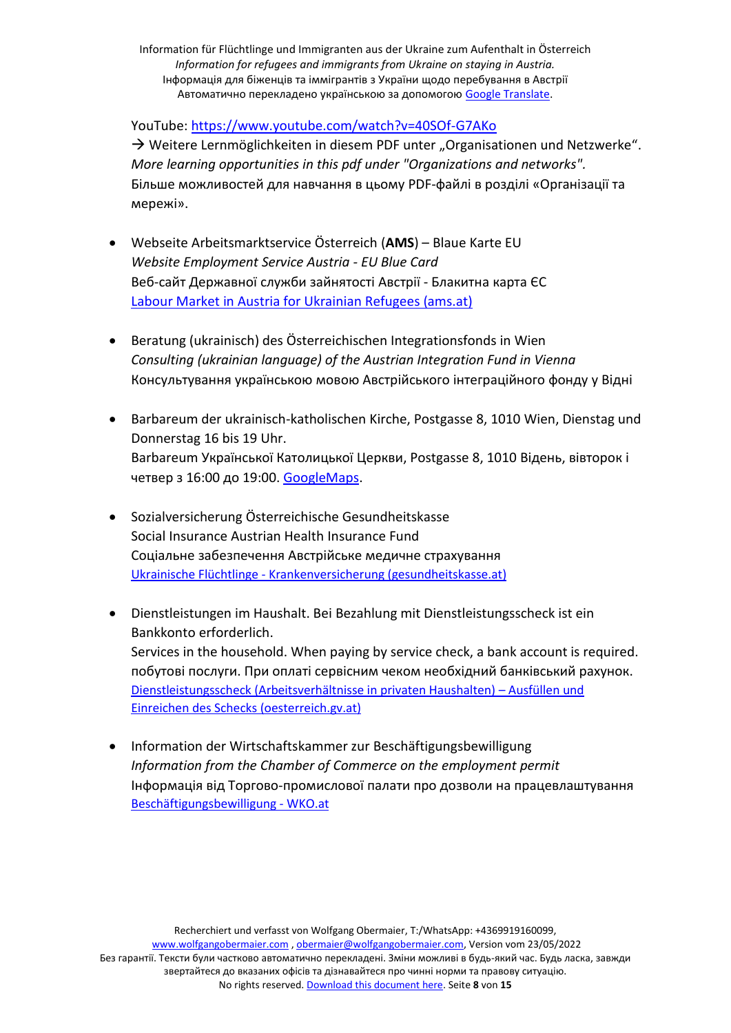YouTube: https://www.youtube.com/watch?v=40SOf-G7AKo
→ Weitere Lernmöglichkeiten in diesem PDF unter „Organisationen und Netzwerke".
*More learning opportunities in this pdf under "Organizations and networks".*
Більше можливостей для навчання в цьому PDF-файлі в розділі «Організації та мережі».

- Webseite Arbeitsmarktservice Österreich (**AMS**) – Blaue Karte EU
  *Website Employment Service Austria - EU Blue Card*
  Веб-сайт Державної служби зайнятості Австрії - Блакитна карта ЄС
  [Labour Market in Austria for Ukrainian Refugees (ams.at)]

- Beratung (ukrainisch) des Österreichischen Integrationsfonds in Wien
  *Consulting (ukrainian language) of the Austrian Integration Fund in Vienna*
  Консультування українською мовою Австрійського інтеграційного фонду у Відні

- Barbareum der ukrainisch-katholischen Kirche, Postgasse 8, 1010 Wien, Dienstag und Donnerstag 16 bis 19 Uhr.
  Barbareum Української Католицької Церкви, Postgasse 8, 1010 Відень, вівторок і четвер з 16:00 до 19:00. [GoogleMaps].

- Sozialversicherung Österreichische Gesundheitskasse
  Social Insurance Austrian Health Insurance Fund
  Соціальне забезпечення Австрійське медичне страхування
  [Ukrainische Flüchtlinge - Krankenversicherung (gesundheitskasse.at)]

- Dienstleistungen im Haushalt. Bei Bezahlung mit Dienstleistungsscheck ist ein Bankkonto erforderlich.
  Services in the household. When paying by service check, a bank account is required.
  побутові послуги. При оплаті сервісним чеком необхідний банківський рахунок.
  [Dienstleistungsscheck (Arbeitsverhältnisse in privaten Haushalten) – Ausfüllen und Einreichen des Schecks (oesterreich.gv.at)]

- Information der Wirtschaftskammer zur Beschäftigungsbewilligung
  *Information from the Chamber of Commerce on the employment permit*
  Інформація від Торгово-промислової палати про дозволи на працевлаштування
  [Beschäftigungsbewilligung - WKO.at]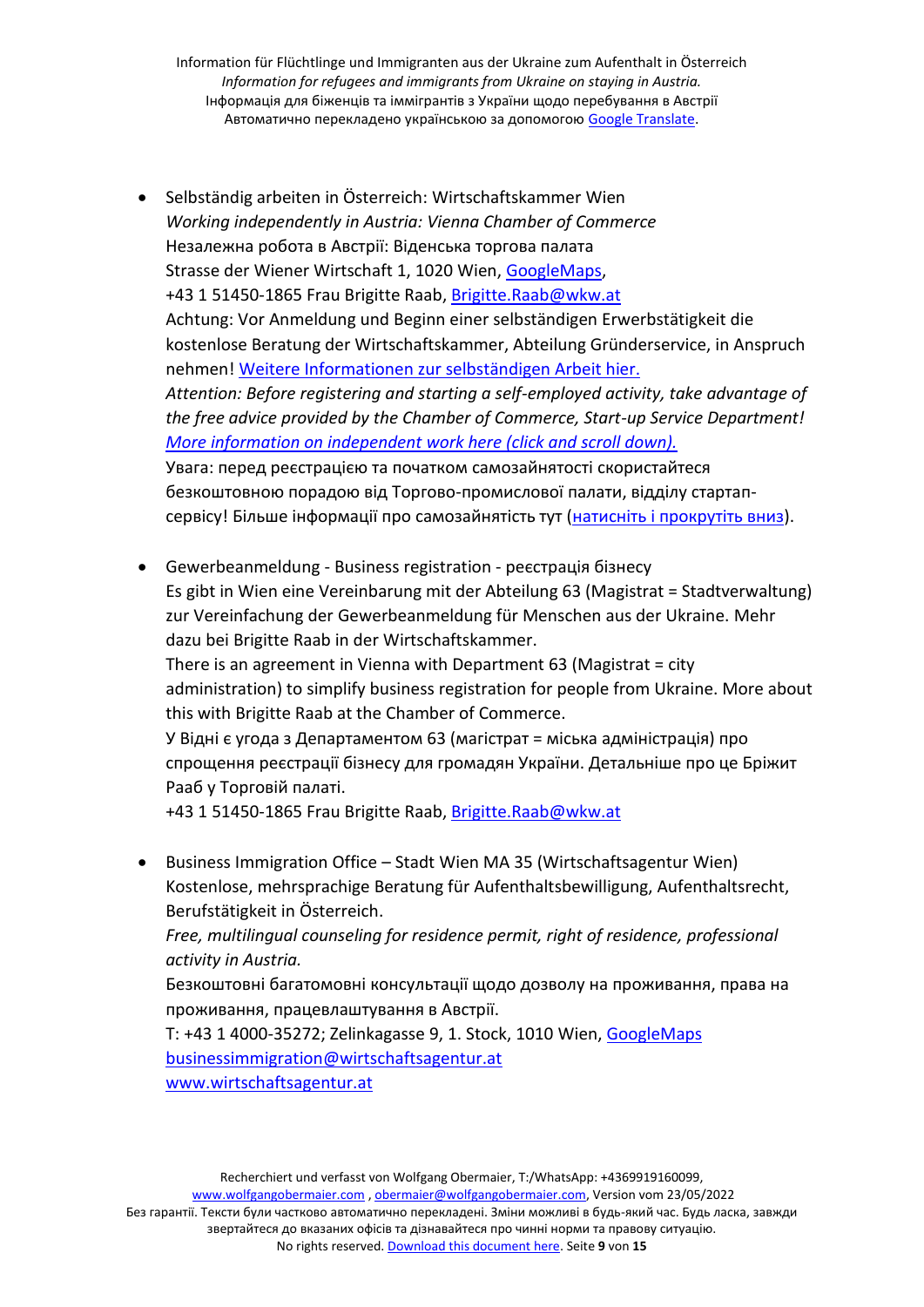- Selbständig arbeiten in Österreich: Wirtschaftskammer Wien
  *Working independently in Austria: Vienna Chamber of Commerce*
  Незалежна робота в Австрії: Віденська торгова палата
  Strasse der Wiener Wirtschaft 1, 1020 Wien, GoogleMaps,
  +43 1 51450-1865 Frau Brigitte Raab, Brigitte.Raab@wkw.at
  Achtung: Vor Anmeldung und Beginn einer selbständigen Erwerbstätigkeit die kostenlose Beratung der Wirtschaftskammer, Abteilung Gründerservice, in Anspruch nehmen! Weitere Informationen zur selbständigen Arbeit hier.
  *Attention: Before registering and starting a self-employed activity, take advantage of the free advice provided by the Chamber of Commerce, Start-up Service Department! More information on independent work here (click and scroll down).*
  Увага: перед реєстрацією та початком самозайнятості скористайтеся безкоштовною порадою від Торгово-промислової палати, відділу стартап-сервісу! Більше інформації про самозайнятість тут (натисніть і прокрутіть вниз).

- Gewerbeanmeldung - Business registration - реєстрація бізнесу
  Es gibt in Wien eine Vereinbarung mit der Abteilung 63 (Magistrat = Stadtverwaltung) zur Vereinfachung der Gewerbeanmeldung für Menschen aus der Ukraine. Mehr dazu bei Brigitte Raab in der Wirtschaftskammer.
  There is an agreement in Vienna with Department 63 (Magistrat = city administration) to simplify business registration for people from Ukraine. More about this with Brigitte Raab at the Chamber of Commerce.
  У Відні є угода з Департаментом 63 (магістрат = міська адміністрація) про спрощення реєстрації бізнесу для громадян України. Детальніше про це Бріжит Рааб у Торговій палаті.
  +43 1 51450-1865 Frau Brigitte Raab, Brigitte.Raab@wkw.at

- Business Immigration Office – Stadt Wien MA 35 (Wirtschaftsagentur Wien)
  Kostenlose, mehrsprachige Beratung für Aufenthaltsbewilligung, Aufenthaltsrecht, Berufstätigkeit in Österreich.
  *Free, multilingual counseling for residence permit, right of residence, professional activity in Austria.*
  Безкоштовні багатомовні консультації щодо дозволу на проживання, права на проживання, працевлаштування в Австрії.
  T: +43 1 4000-35272; Zelinkagasse 9, 1. Stock, 1010 Wien, GoogleMaps
  businessimmigration@wirtschaftsagentur.at
  www.wirtschaftsagentur.at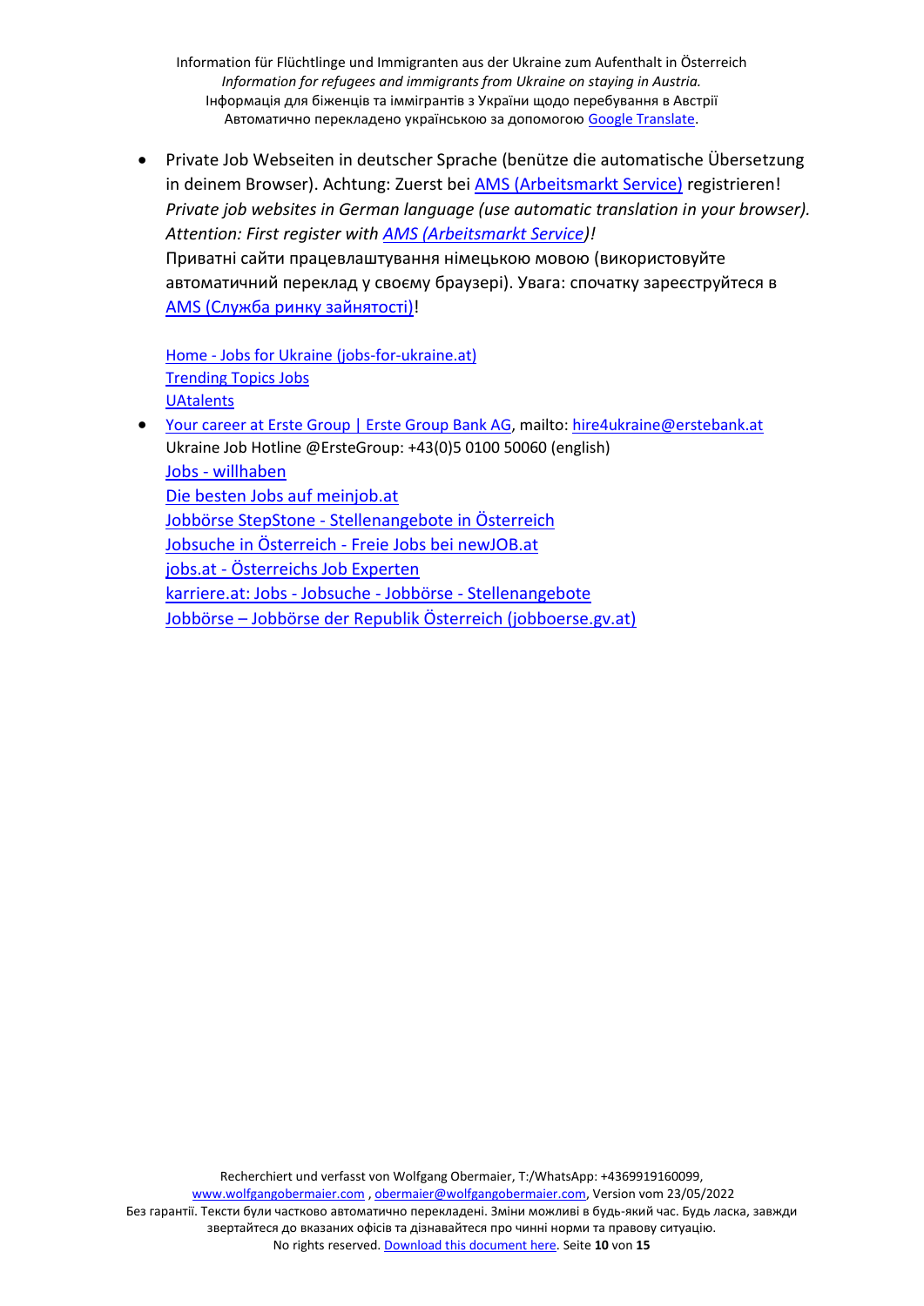- Private Job Webseiten in deutscher Sprache (benütze die automatische Übersetzung in deinem Browser). Achtung: Zuerst bei AMS (Arbeitsmarkt Service) registrieren!
  *Private job websites in German language (use automatic translation in your browser). Attention: First register with AMS (Arbeitsmarkt Service)!*
  Приватні сайти працевлаштування німецькою мовою (використовуйте автоматичний переклад у своєму браузері). Увага: спочатку зареєструйтеся в AMS (Служба ринку зайнятості)!

  Home - Jobs for Ukraine (jobs-for-ukraine.at)
  Trending Topics Jobs
  UAtalents
- Your career at Erste Group | Erste Group Bank AG, mailto: hire4ukraine@erstebank.at
  Ukraine Job Hotline @ErsteGroup: +43(0)5 0100 50060 (english)
  Jobs - willhaben
  Die besten Jobs auf meinjob.at
  Jobbörse StepStone - Stellenangebote in Österreich
  Jobsuche in Österreich - Freie Jobs bei newJOB.at
  jobs.at - Österreichs Job Experten
  karriere.at: Jobs - Jobsuche - Jobbörse - Stellenangebote
  Jobbörse – Jobbörse der Republik Österreich (jobboerse.gv.at)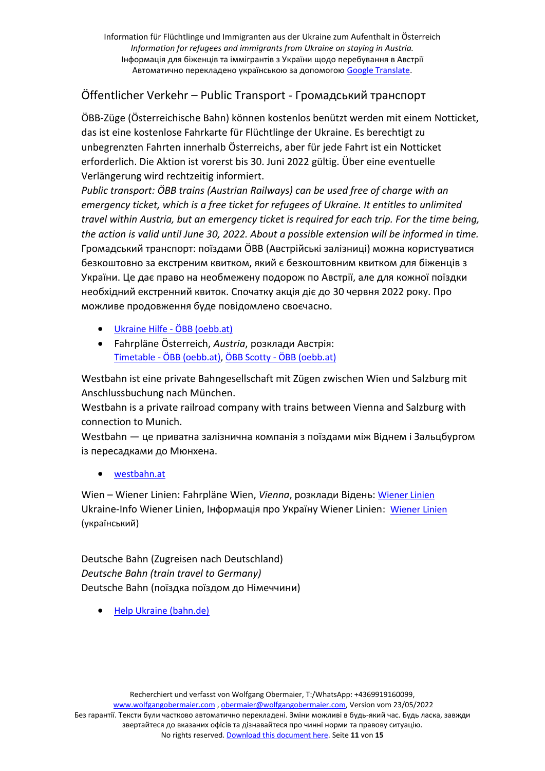## Öffentlicher Verkehr – Public Transport - Громадський транспорт

ÖBB-Züge (Österreichische Bahn) können kostenlos benützt werden mit einem Notticket, das ist eine kostenlose Fahrkarte für Flüchtlinge der Ukraine. Es berechtigt zu unbegrenzten Fahrten innerhalb Österreichs, aber für jede Fahrt ist ein Notticket erforderlich. Die Aktion ist vorerst bis 30. Juni 2022 gültig. Über eine eventuelle Verlängerung wird rechtzeitig informiert.
*Public transport: ÖBB trains (Austrian Railways) can be used free of charge with an emergency ticket, which is a free ticket for refugees of Ukraine. It entitles to unlimited travel within Austria, but an emergency ticket is required for each trip. For the time being, the action is valid until June 30, 2022. About a possible extension will be informed in time.*
Громадський транспорт: поїздами ÖBB (Австрійські залізниці) можна користуватися безкоштовно за екстреним квитком, який є безкоштовним квитком для біженців з України. Це дає право на необмежену подорож по Австрії, але для кожної поїздки необхідний екстренний квиток. Спочатку акція діє до 30 червня 2022 року. Про можливе продовження буде повідомлено своєчасно.

- [Ukraine Hilfe - ÖBB (oebb.at)]
- Fahrpläne Österreich, *Austria*, розклади Австрія: [Timetable - ÖBB (oebb.at)], [ÖBB Scotty - ÖBB (oebb.at)]

Westbahn ist eine private Bahngesellschaft mit Zügen zwischen Wien und Salzburg mit Anschlussbuchung nach München.
Westbahn is a private railroad company with trains between Vienna and Salzburg with connection to Munich.
Westbahn — це приватна залізнична компанія з поїздами між Віднем і Зальцбургом із пересадками до Мюнхена.

- [westbahn.at]

Wien – Wiener Linien: Fahrpläne Wien, *Vienna*, розклади Відень: [Wiener Linien]
Ukraine-Info Wiener Linien, Інформація про Україну Wiener Linien: [Wiener Linien] (український)

Deutsche Bahn (Zugreisen nach Deutschland)
*Deutsche Bahn (train travel to Germany)*
Deutsche Bahn (поїздка поїздом до Німеччини)

- [Help Ukraine (bahn.de)]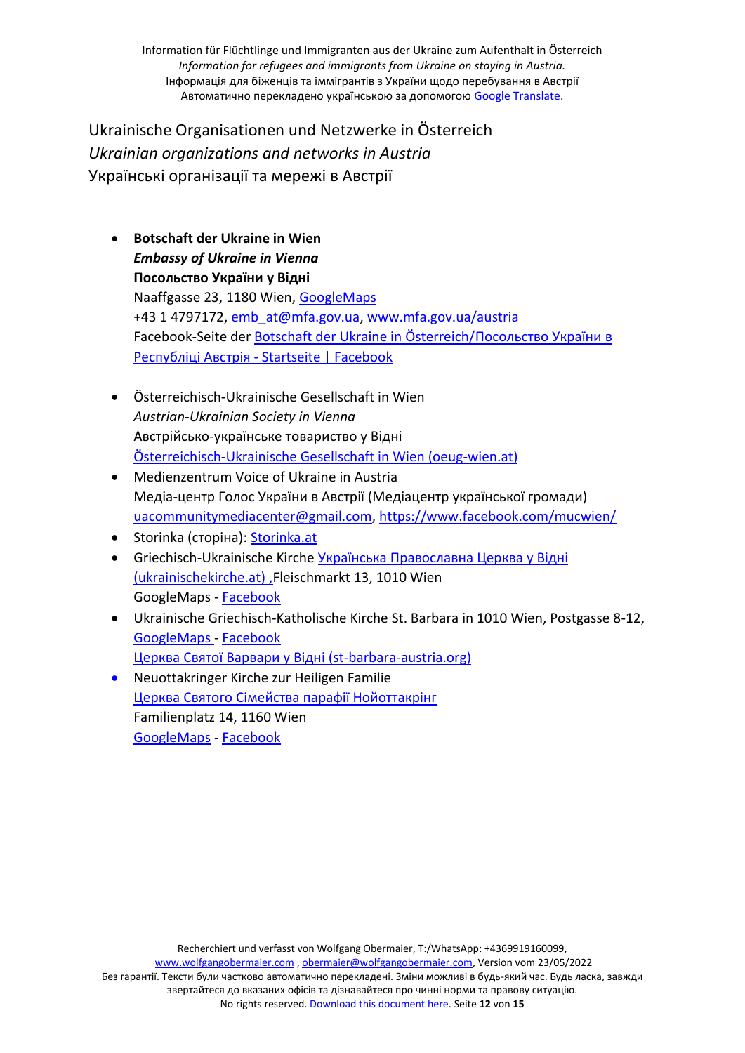Ukrainische Organisationen und Netzwerke in Österreich
*Ukrainian organizations and networks in Austria*
Українські організації та мережі в Австрії

- **Botschaft der Ukraine in Wien**
  ***Embassy of Ukraine in Vienna***
  **Посольство України у Відні**
  Naaffgasse 23, 1180 Wien, GoogleMaps
  +43 1 4797172, emb_at@mfa.gov.ua, www.mfa.gov.ua/austria
  Facebook-Seite der Botschaft der Ukraine in Österreich/Посольство України в Республіці Австрія - Startseite | Facebook

- Österreichisch-Ukrainische Gesellschaft in Wien
  *Austrian-Ukrainian Society in Vienna*
  Австрійсько-українське товариство у Відні
  Österreichisch-Ukrainische Gesellschaft in Wien (oeug-wien.at)
- Medienzentrum Voice of Ukraine in Austria
  Медіа-центр Голос України в Австрії (Медіацентр української громади)
  uacommunitymediacenter@gmail.com, https://www.facebook.com/mucwien/
- Storinka (сторіна): Storinka.at
- Griechisch-Ukrainische Kirche Українська Православна Церква у Відні (ukrainischekirche.at) ,Fleischmarkt 13, 1010 Wien
  GoogleMaps - Facebook
- Ukrainische Griechisch-Katholische Kirche St. Barbara in 1010 Wien, Postgasse 8-12, GoogleMaps - Facebook
  Церква Святої Варвари у Відні (st-barbara-austria.org)
- Neuottakringer Kirche zur Heiligen Familie
  Церква Святого Сімейства парафії Нойоттакрінг
  Familienplatz 14, 1160 Wien
  GoogleMaps - Facebook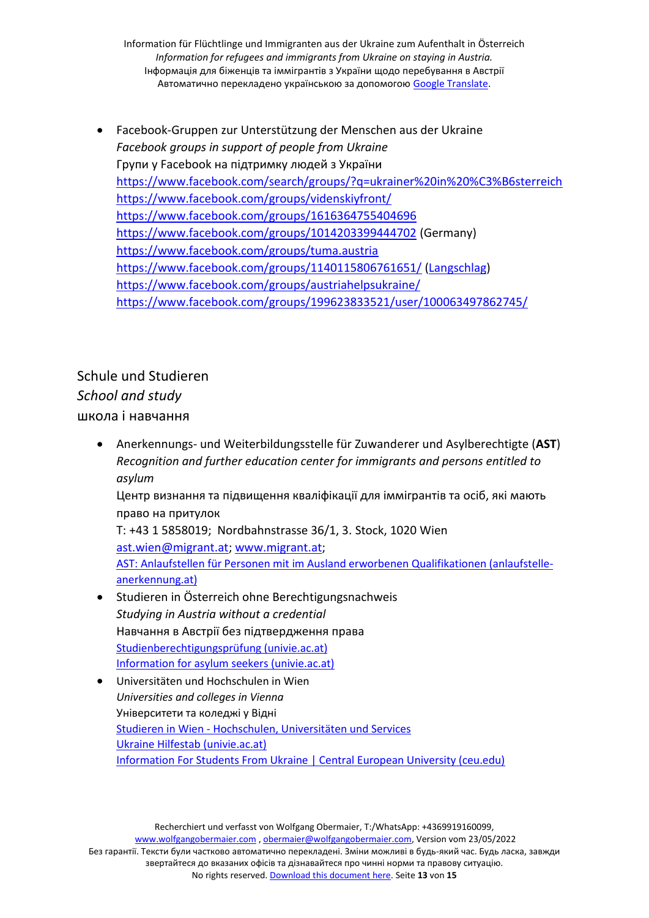- Facebook-Gruppen zur Unterstützung der Menschen aus der Ukraine
  *Facebook groups in support of people from Ukraine*
  Групи у Facebook на підтримку людей з України
  https://www.facebook.com/search/groups/?q=ukrainer%20in%20%C3%B6sterreich
  https://www.facebook.com/groups/videnskiyfront/
  https://www.facebook.com/groups/1616364755404696
  https://www.facebook.com/groups/1014203399444702 (Germany)
  https://www.facebook.com/groups/tuma.austria
  https://www.facebook.com/groups/1140115806761651/ (Langschlag)
  https://www.facebook.com/groups/austriahelpsukraine/
  https://www.facebook.com/groups/199623833521/user/100063497862745/

## Schule und Studieren
## *School and study*
## школа і навчання

- Anerkennungs- und Weiterbildungsstelle für Zuwanderer und Asylberechtigte (**AST**)
  *Recognition and further education center for immigrants and persons entitled to asylum*
  Центр визнання та підвищення кваліфікації для іммігрантів та осіб, які мають право на притулок
  T: +43 1 5858019; Nordbahnstrasse 36/1, 3. Stock, 1020 Wien
  ast.wien@migrant.at; www.migrant.at;
  AST: Anlaufstellen für Personen mit im Ausland erworbenen Qualifikationen (anlaufstelle-anerkennung.at)
- Studieren in Österreich ohne Berechtigungsnachweis
  *Studying in Austria without a credential*
  Навчання в Австрії без підтвердження права
  Studienberechtigungsprüfung (univie.ac.at)
  Information for asylum seekers (univie.ac.at)
- Universitäten und Hochschulen in Wien
  *Universities and colleges in Vienna*
  Університети та коледжі у Відні
  Studieren in Wien - Hochschulen, Universitäten und Services
  Ukraine Hilfestab (univie.ac.at)
  Information For Students From Ukraine | Central European University (ceu.edu)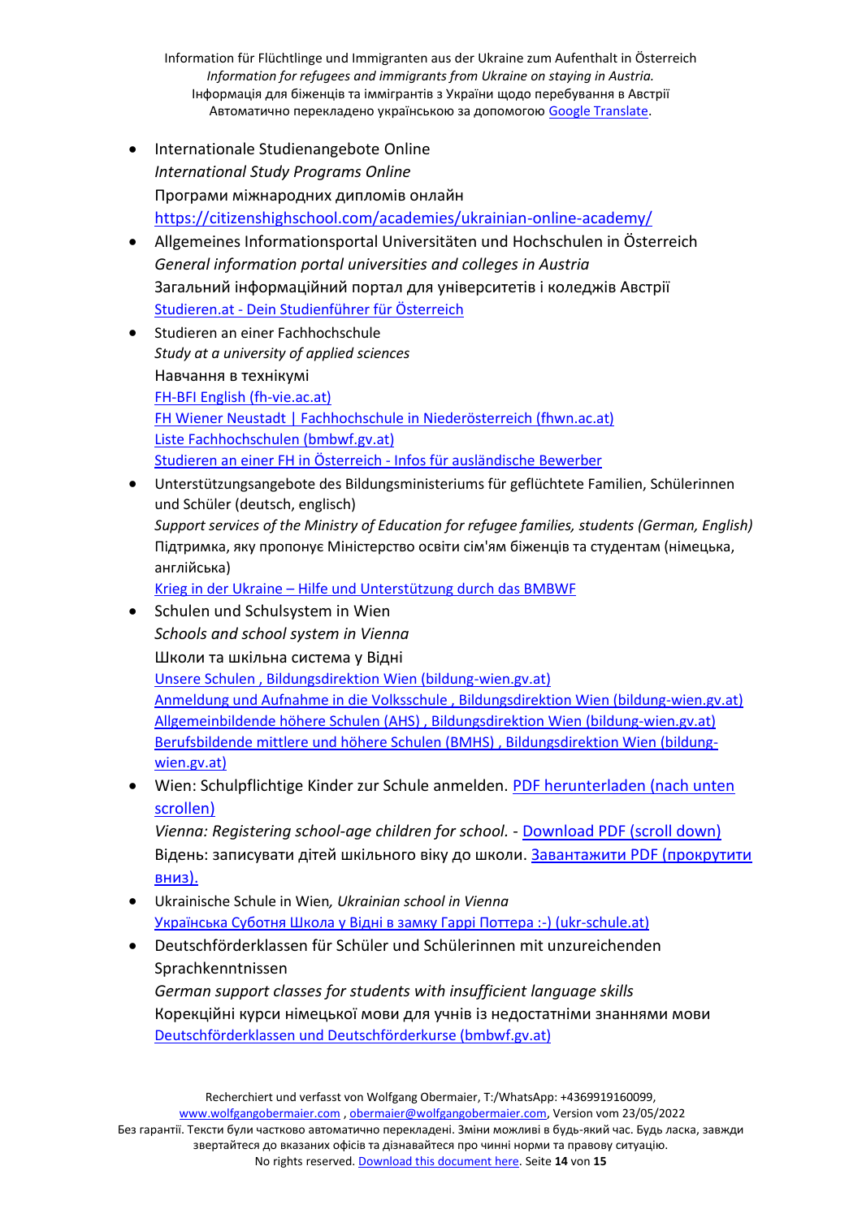- Internationale Studienangebote Online
  *International Study Programs Online*
  Програми міжнародних дипломів онлайн
  https://citizenshighschool.com/academies/ukrainian-online-academy/
- Allgemeines Informationsportal Universitäten und Hochschulen in Österreich
  *General information portal universities and colleges in Austria*
  Загальний інформаційний портал для університетів і коледжів Австрії
  Studieren.at - Dein Studienführer für Österreich
- Studieren an einer Fachhochschule
  *Study at a university of applied sciences*
  Навчання в технікумі
  FH-BFI English (fh-vie.ac.at)
  FH Wiener Neustadt | Fachhochschule in Niederösterreich (fhwn.ac.at)
  Liste Fachhochschulen (bmbwf.gv.at)
  Studieren an einer FH in Österreich - Infos für ausländische Bewerber
- Unterstützungsangebote des Bildungsministeriums für geflüchtete Familien, Schülerinnen und Schüler (deutsch, englisch)
  *Support services of the Ministry of Education for refugee families, students (German, English)*
  Підтримка, яку пропонує Міністерство освіти сім'ям біженців та студентам (німецька, англійська)
  Krieg in der Ukraine – Hilfe und Unterstützung durch das BMBWF
- Schulen und Schulsystem in Wien
  *Schools and school system in Vienna*
  Школи та шкільна система у Відні
  Unsere Schulen , Bildungsdirektion Wien (bildung-wien.gv.at)
  Anmeldung und Aufnahme in die Volksschule , Bildungsdirektion Wien (bildung-wien.gv.at)
  Allgemeinbildende höhere Schulen (AHS) , Bildungsdirektion Wien (bildung-wien.gv.at)
  Berufsbildende mittlere und höhere Schulen (BMHS) , Bildungsdirektion Wien (bildung-wien.gv.at)
- Wien: Schulpflichtige Kinder zur Schule anmelden. PDF herunterladen (nach unten scrollen)
  *Vienna: Registering school-age children for school.* - Download PDF (scroll down)
  Відень: записувати дітей шкільного віку до школи. Завантажити PDF (прокрутити вниз).
- Ukrainische Schule in Wien*, Ukrainian school in Vienna*
  Українська Суботня Школа у Відні в замку Гаррі Поттера :-) (ukr-schule.at)
- Deutschförderklassen für Schüler und Schülerinnen mit unzureichenden Sprachkenntnissen
  *German support classes for students with insufficient language skills*
  Корекційні курси німецької мови для учнів із недостатніми знаннями мови
  Deutschförderklassen und Deutschförderkurse (bmbwf.gv.at)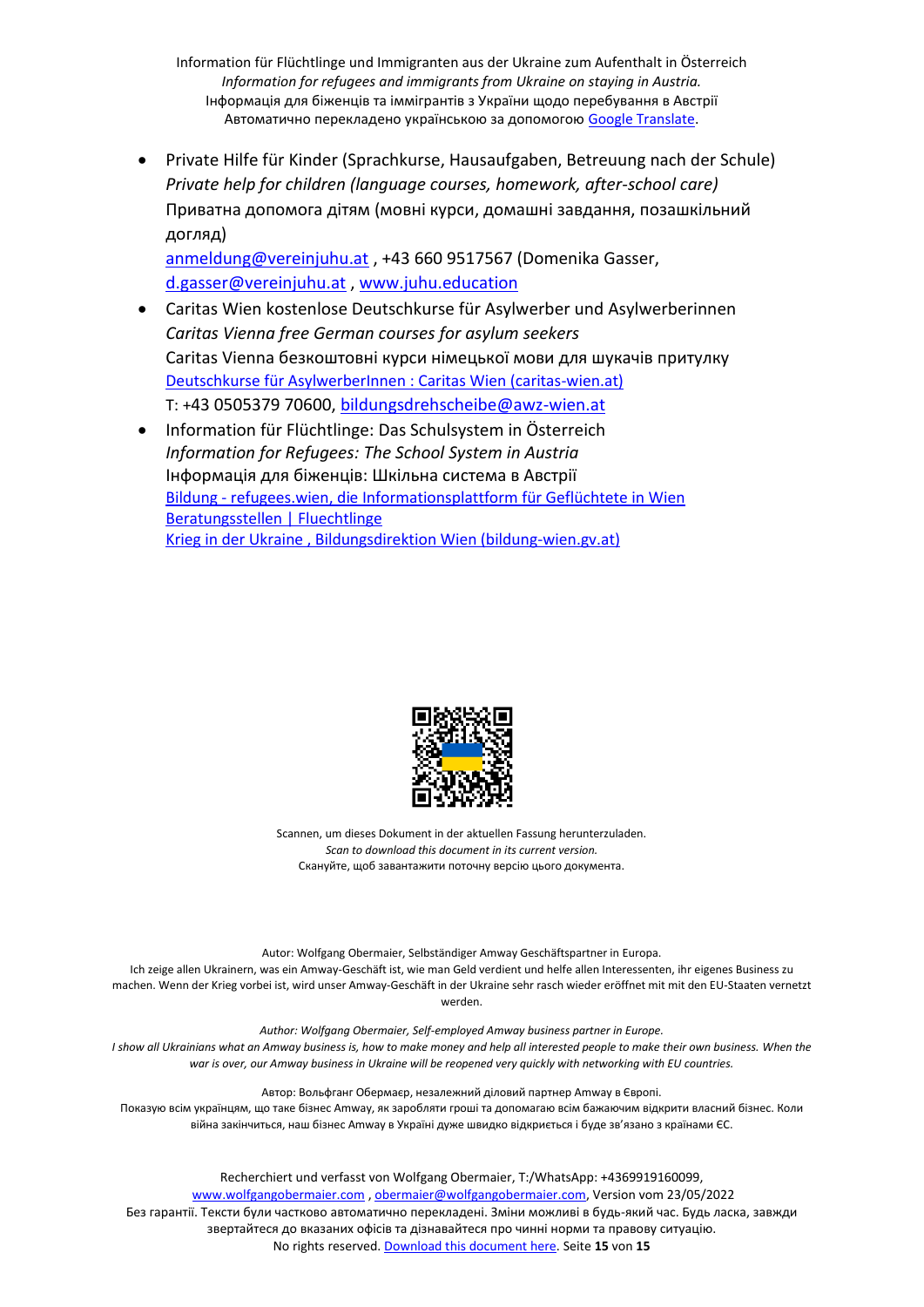- Private Hilfe für Kinder (Sprachkurse, Hausaufgaben, Betreuung nach der Schule)
  *Private help for children (language courses, homework, after-school care)*
  Приватна допомога дітям (мовні курси, домашні завдання, позашкільний догляд)
  anmeldung@vereinjuhu.at , +43 660 9517567 (Domenika Gasser, d.gasser@vereinjuhu.at , www.juhu.education
- Caritas Wien kostenlose Deutschkurse für Asylwerber und Asylwerberinnen
  *Caritas Vienna free German courses for asylum seekers*
  Caritas Vienna безкоштовні курси німецької мови для шукачів притулку
  Deutschkurse für AsylwerberInnen : Caritas Wien (caritas-wien.at)
  T: +43 0505379 70600, bildungsdrehscheibe@awz-wien.at
- Information für Flüchtlinge: Das Schulsystem in Österreich
  *Information for Refugees: The School System in Austria*
  Інформація для біженців: Шкільна система в Австрії
  Bildung - refugees.wien, die Informationsplattform für Geflüchtete in Wien
  Beratungsstellen | Fluechtlinge
  Krieg in der Ukraine , Bildungsdirektion Wien (bildung-wien.gv.at)

Scannen, um dieses Dokument in der aktuellen Fassung herunterzuladen.
*Scan to download this document in its current version.*
Скануйте, щоб завантажити поточну версію цього документа.

Autor: Wolfgang Obermaier, Selbständiger Amway Geschäftspartner in Europa.
Ich zeige allen Ukrainern, was ein Amway-Geschäft ist, wie man Geld verdient und helfe allen Interessenten, ihr eigenes Business zu machen. Wenn der Krieg vorbei ist, wird unser Amway-Geschäft in der Ukraine sehr rasch wieder eröffnet mit mit den EU-Staaten vernetzt werden.

*Author: Wolfgang Obermaier, Self-employed Amway business partner in Europe.*
*I show all Ukrainians what an Amway business is, how to make money and help all interested people to make their own business. When the war is over, our Amway business in Ukraine will be reopened very quickly with networking with EU countries.*

Автор: Вольфганг Обермаєр, незалежний діловий партнер Amway в Європі.
Показую всім українцям, що таке бізнес Amway, як заробляти гроші та допомагаю всім бажаючим відкрити власний бізнес. Коли війна закінчиться, наш бізнес Amway в Україні дуже швидко відкриється і буде зв'язано з країнами ЄС.

Recherchiert und verfasst von Wolfgang Obermaier, T:/WhatsApp: +4369919160099,
www.wolfgangobermaier.com , obermaier@wolfgangobermaier.com, Version vom 23/05/2022
Без гарантії. Тексти були частково автоматично перекладені. Зміни можливі в будь-який час. Будь ласка, завжди звертайтеся до вказаних офісів та дізнавайтеся про чинні норми та правову ситуацію.
No rights reserved. Download this document here.